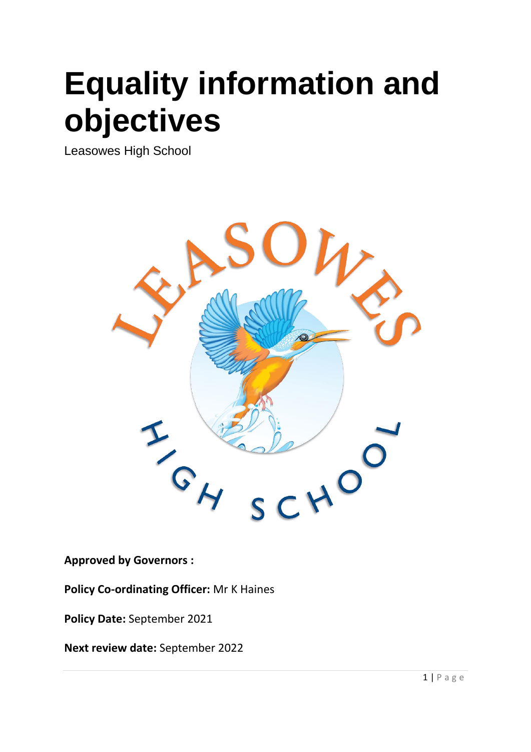# Equality information and objectives

Leasowes High School

**Approved by Governors :**

**Policy Co-ordinating Officer:** Mr K Haines

**Policy Date:** September 2021

**Next review date:** September 2022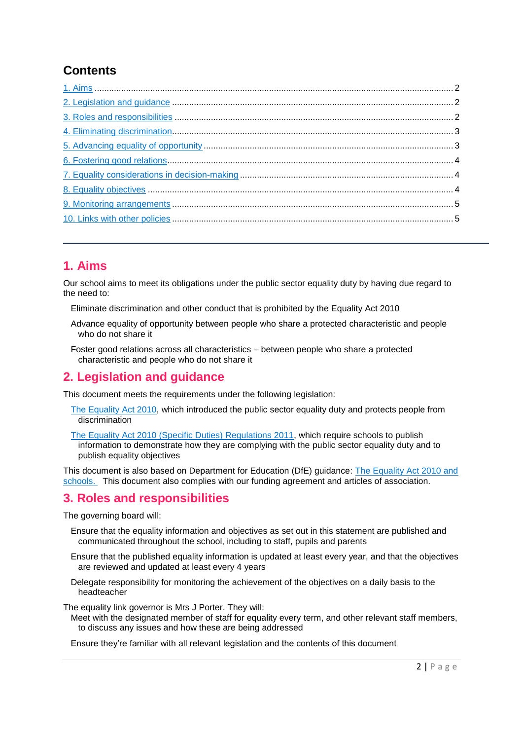## Contents

1. Aims .......... 2
2. Legislation and guidance .......... 2
3. Roles and responsibilities .......... 2
4. Eliminating discrimination .......... 3
5. Advancing equality of opportunity .......... 3
6. Fostering good relations .......... 4
7. Equality considerations in decision-making .......... 4
8. Equality objectives .......... 4
9. Monitoring arrangements .......... 5
10. Links with other policies .......... 5

---

## 1. Aims

Our school aims to meet its obligations under the public sector equality duty by having due regard to the need to:

- Eliminate discrimination and other conduct that is prohibited by the Equality Act 2010
- Advance equality of opportunity between people who share a protected characteristic and people who do not share it
- Foster good relations across all characteristics – between people who share a protected characteristic and people who do not share it

## 2. Legislation and guidance

This document meets the requirements under the following legislation:

- The Equality Act 2010, which introduced the public sector equality duty and protects people from discrimination
- The Equality Act 2010 (Specific Duties) Regulations 2011, which require schools to publish information to demonstrate how they are complying with the public sector equality duty and to publish equality objectives

This document is also based on Department for Education (DfE) guidance: The Equality Act 2010 and schools. This document also complies with our funding agreement and articles of association.

## 3. Roles and responsibilities

The governing board will:

- Ensure that the equality information and objectives as set out in this statement are published and communicated throughout the school, including to staff, pupils and parents
- Ensure that the published equality information is updated at least every year, and that the objectives are reviewed and updated at least every 4 years
- Delegate responsibility for monitoring the achievement of the objectives on a daily basis to the headteacher

The equality link governor is Mrs J Porter. They will:

- Meet with the designated member of staff for equality every term, and other relevant staff members, to discuss any issues and how these are being addressed
- Ensure they're familiar with all relevant legislation and the contents of this document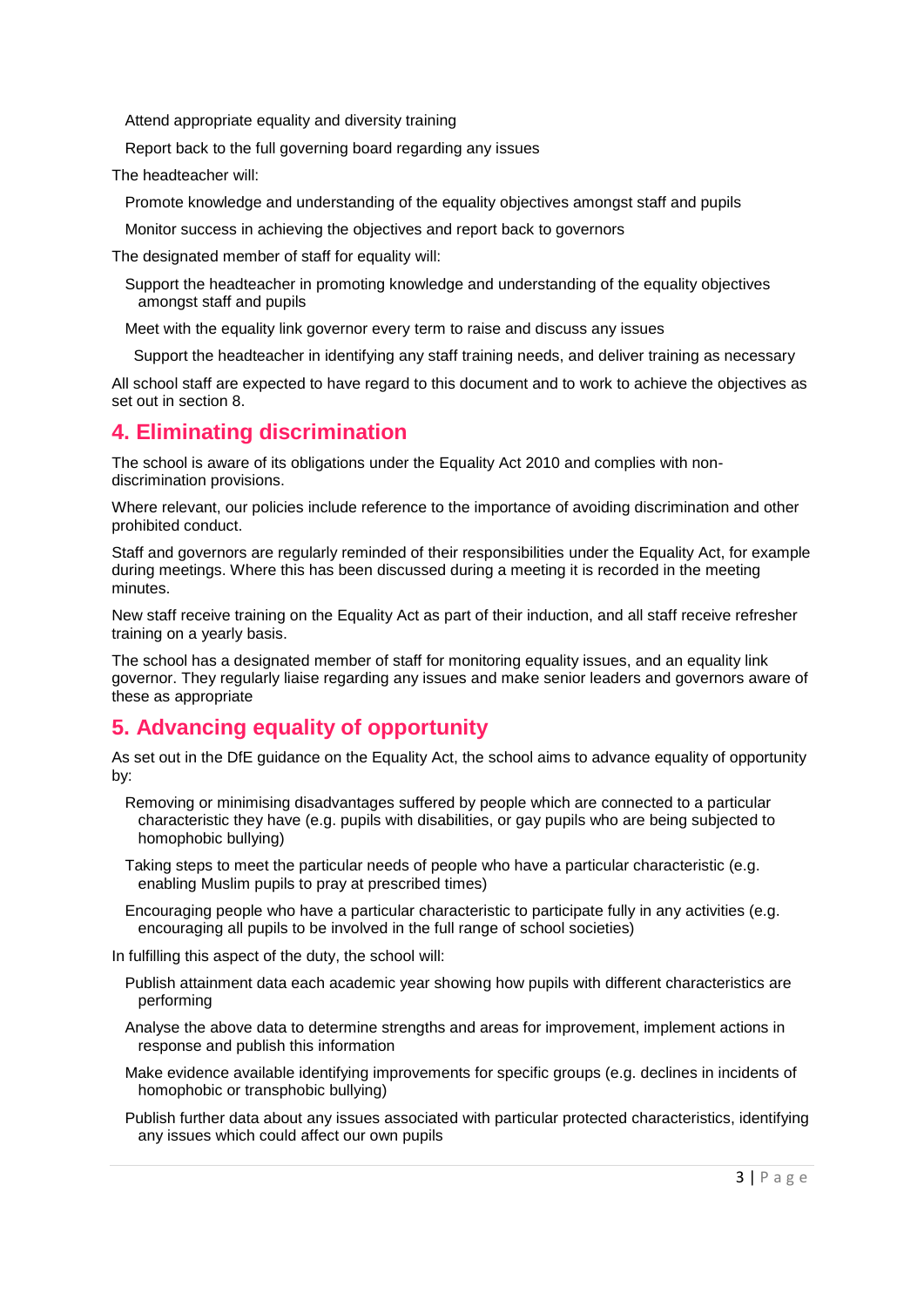- Attend appropriate equality and diversity training
- Report back to the full governing board regarding any issues

The headteacher will:

- Promote knowledge and understanding of the equality objectives amongst staff and pupils
- Monitor success in achieving the objectives and report back to governors

The designated member of staff for equality will:

- Support the headteacher in promoting knowledge and understanding of the equality objectives amongst staff and pupils
- Meet with the equality link governor every term to raise and discuss any issues
- Support the headteacher in identifying any staff training needs, and deliver training as necessary

All school staff are expected to have regard to this document and to work to achieve the objectives as set out in section 8.

## 4. Eliminating discrimination

The school is aware of its obligations under the Equality Act 2010 and complies with non-discrimination provisions.

Where relevant, our policies include reference to the importance of avoiding discrimination and other prohibited conduct.

Staff and governors are regularly reminded of their responsibilities under the Equality Act, for example during meetings. Where this has been discussed during a meeting it is recorded in the meeting minutes.

New staff receive training on the Equality Act as part of their induction, and all staff receive refresher training on a yearly basis.

The school has a designated member of staff for monitoring equality issues, and an equality link governor. They regularly liaise regarding any issues and make senior leaders and governors aware of these as appropriate

## 5. Advancing equality of opportunity

As set out in the DfE guidance on the Equality Act, the school aims to advance equality of opportunity by:

- Removing or minimising disadvantages suffered by people which are connected to a particular characteristic they have (e.g. pupils with disabilities, or gay pupils who are being subjected to homophobic bullying)
- Taking steps to meet the particular needs of people who have a particular characteristic (e.g. enabling Muslim pupils to pray at prescribed times)
- Encouraging people who have a particular characteristic to participate fully in any activities (e.g. encouraging all pupils to be involved in the full range of school societies)

In fulfilling this aspect of the duty, the school will:

- Publish attainment data each academic year showing how pupils with different characteristics are performing
- Analyse the above data to determine strengths and areas for improvement, implement actions in response and publish this information
- Make evidence available identifying improvements for specific groups (e.g. declines in incidents of homophobic or transphobic bullying)
- Publish further data about any issues associated with particular protected characteristics, identifying any issues which could affect our own pupils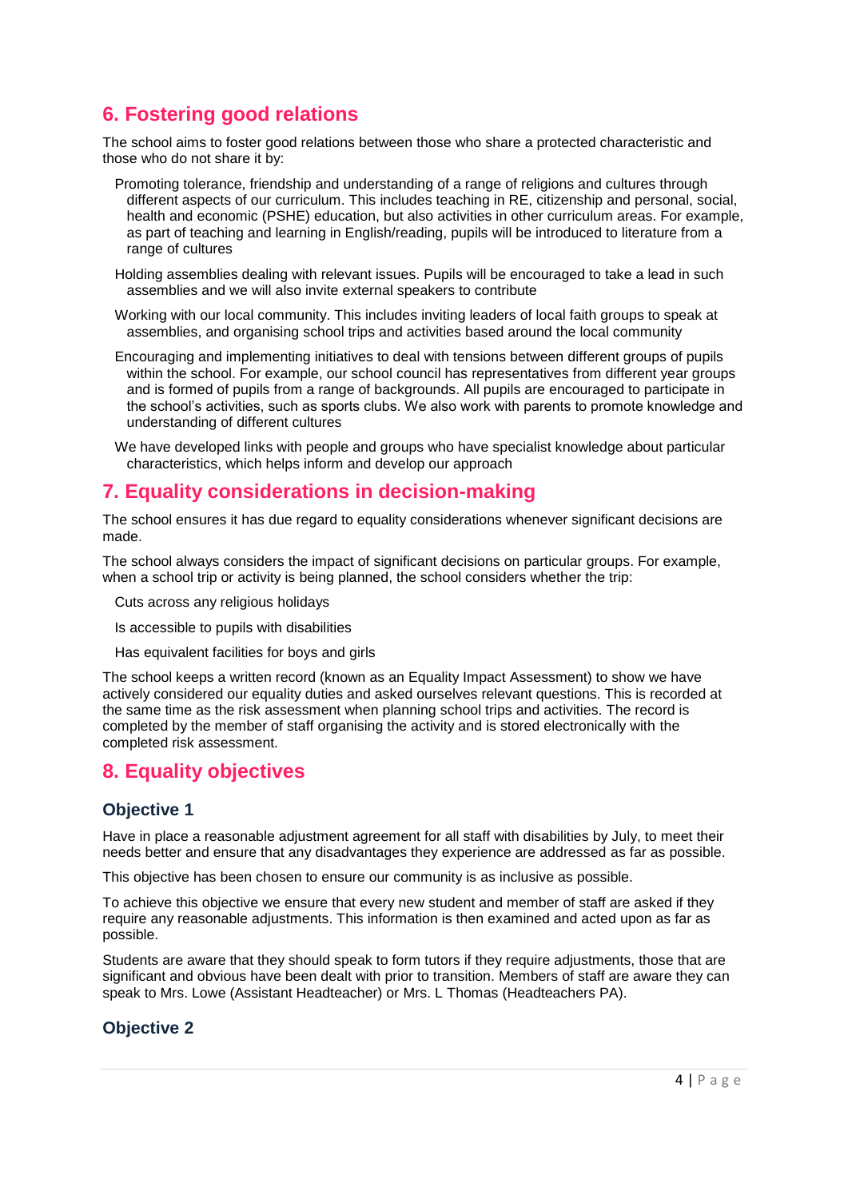## 6. Fostering good relations

The school aims to foster good relations between those who share a protected characteristic and those who do not share it by:

- Promoting tolerance, friendship and understanding of a range of religions and cultures through different aspects of our curriculum. This includes teaching in RE, citizenship and personal, social, health and economic (PSHE) education, but also activities in other curriculum areas. For example, as part of teaching and learning in English/reading, pupils will be introduced to literature from a range of cultures
- Holding assemblies dealing with relevant issues. Pupils will be encouraged to take a lead in such assemblies and we will also invite external speakers to contribute
- Working with our local community. This includes inviting leaders of local faith groups to speak at assemblies, and organising school trips and activities based around the local community
- Encouraging and implementing initiatives to deal with tensions between different groups of pupils within the school. For example, our school council has representatives from different year groups and is formed of pupils from a range of backgrounds. All pupils are encouraged to participate in the school's activities, such as sports clubs. We also work with parents to promote knowledge and understanding of different cultures
- We have developed links with people and groups who have specialist knowledge about particular characteristics, which helps inform and develop our approach

## 7. Equality considerations in decision-making

The school ensures it has due regard to equality considerations whenever significant decisions are made.

The school always considers the impact of significant decisions on particular groups. For example, when a school trip or activity is being planned, the school considers whether the trip:

- Cuts across any religious holidays
- Is accessible to pupils with disabilities
- Has equivalent facilities for boys and girls

The school keeps a written record (known as an Equality Impact Assessment) to show we have actively considered our equality duties and asked ourselves relevant questions. This is recorded at the same time as the risk assessment when planning school trips and activities. The record is completed by the member of staff organising the activity and is stored electronically with the completed risk assessment.

## 8. Equality objectives

### Objective 1

Have in place a reasonable adjustment agreement for all staff with disabilities by July, to meet their needs better and ensure that any disadvantages they experience are addressed as far as possible.

This objective has been chosen to ensure our community is as inclusive as possible.

To achieve this objective we ensure that every new student and member of staff are asked if they require any reasonable adjustments. This information is then examined and acted upon as far as possible.

Students are aware that they should speak to form tutors if they require adjustments, those that are significant and obvious have been dealt with prior to transition. Members of staff are aware they can speak to Mrs. Lowe (Assistant Headteacher) or Mrs. L Thomas (Headteachers PA).

### Objective 2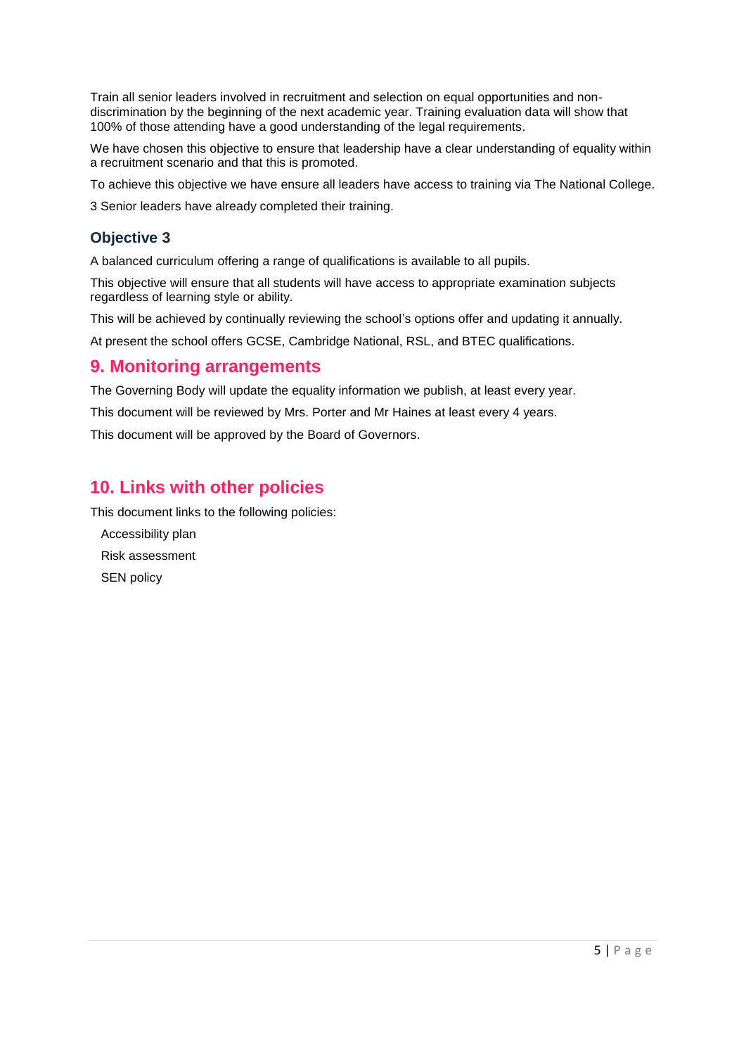Train all senior leaders involved in recruitment and selection on equal opportunities and non-discrimination by the beginning of the next academic year. Training evaluation data will show that 100% of those attending have a good understanding of the legal requirements.

We have chosen this objective to ensure that leadership have a clear understanding of equality within a recruitment scenario and that this is promoted.

To achieve this objective we have ensure all leaders have access to training via The National College.

3 Senior leaders have already completed their training.

### Objective 3

A balanced curriculum offering a range of qualifications is available to all pupils.

This objective will ensure that all students will have access to appropriate examination subjects regardless of learning style or ability.

This will be achieved by continually reviewing the school's options offer and updating it annually.

At present the school offers GCSE, Cambridge National, RSL, and BTEC qualifications.

## 9. Monitoring arrangements

The Governing Body will update the equality information we publish, at least every year.

This document will be reviewed by Mrs. Porter and Mr Haines at least every 4 years.

This document will be approved by the Board of Governors.

## 10. Links with other policies

This document links to the following policies:

- Accessibility plan
- Risk assessment
- SEN policy